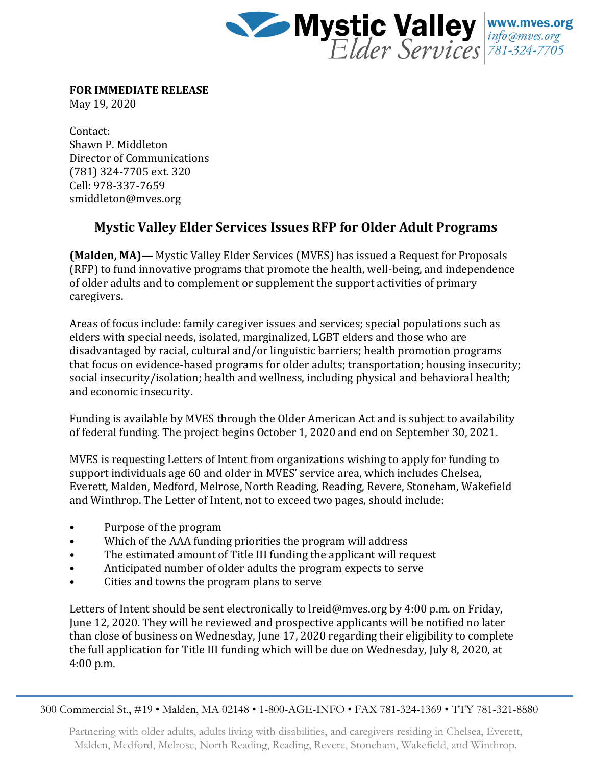**Mystic Valley** *Elder Services* | www.mves.org | *info@mves.org* | *781-324-7705*

**FOR IMMEDIATE RELEASE**
May 19, 2020

Contact:
Shawn P. Middleton
Director of Communications
(781) 324-7705 ext. 320
Cell: 978-337-7659
smiddleton@mves.org

## Mystic Valley Elder Services Issues RFP for Older Adult Programs

**(Malden, MA)—** Mystic Valley Elder Services (MVES) has issued a Request for Proposals (RFP) to fund innovative programs that promote the health, well-being, and independence of older adults and to complement or supplement the support activities of primary caregivers.

Areas of focus include: family caregiver issues and services; special populations such as elders with special needs, isolated, marginalized, LGBT elders and those who are disadvantaged by racial, cultural and/or linguistic barriers; health promotion programs that focus on evidence-based programs for older adults; transportation; housing insecurity; social insecurity/isolation; health and wellness, including physical and behavioral health; and economic insecurity.

Funding is available by MVES through the Older American Act and is subject to availability of federal funding. The project begins October 1, 2020 and end on September 30, 2021.

MVES is requesting Letters of Intent from organizations wishing to apply for funding to support individuals age 60 and older in MVES' service area, which includes Chelsea, Everett, Malden, Medford, Melrose, North Reading, Reading, Revere, Stoneham, Wakefield and Winthrop. The Letter of Intent, not to exceed two pages, should include:

- Purpose of the program
- Which of the AAA funding priorities the program will address
- The estimated amount of Title III funding the applicant will request
- Anticipated number of older adults the program expects to serve
- Cities and towns the program plans to serve

Letters of Intent should be sent electronically to lreid@mves.org by 4:00 p.m. on Friday, June 12, 2020. They will be reviewed and prospective applicants will be notified no later than close of business on Wednesday, June 17, 2020 regarding their eligibility to complete the full application for Title III funding which will be due on Wednesday, July 8, 2020, at 4:00 p.m.

300 Commercial St., #19 • Malden, MA 02148 • 1-800-AGE-INFO • FAX 781-324-1369 • TTY 781-321-8880

Partnering with older adults, adults living with disabilities, and caregivers residing in Chelsea, Everett, Malden, Medford, Melrose, North Reading, Reading, Revere, Stoneham, Wakefield, and Winthrop.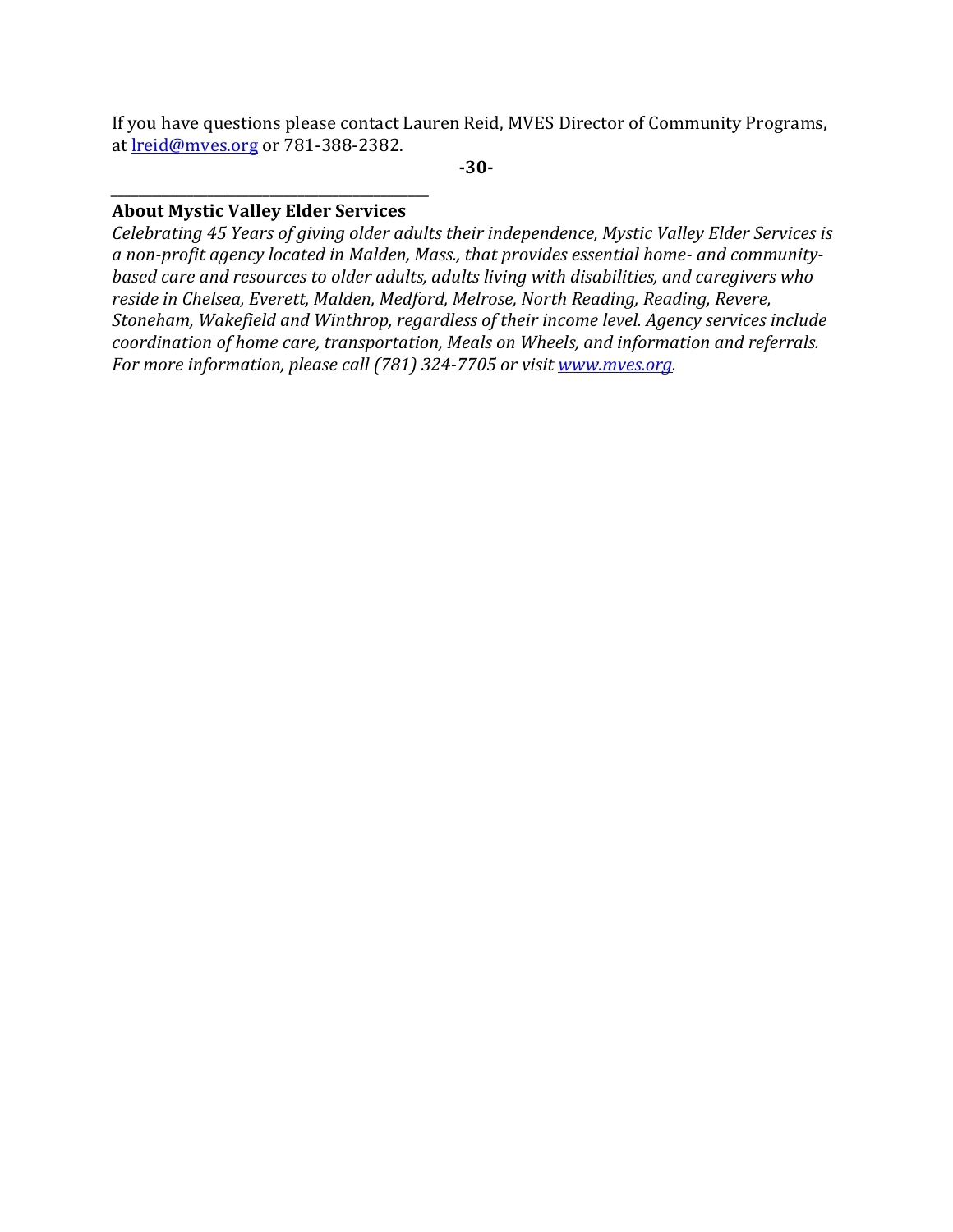If you have questions please contact Lauren Reid, MVES Director of Community Programs, at lreid@mves.org or 781-388-2382.

**-30-**

---

**About Mystic Valley Elder Services**

*Celebrating 45 Years of giving older adults their independence, Mystic Valley Elder Services is a non-profit agency located in Malden, Mass., that provides essential home- and community-based care and resources to older adults, adults living with disabilities, and caregivers who reside in Chelsea, Everett, Malden, Medford, Melrose, North Reading, Reading, Revere, Stoneham, Wakefield and Winthrop, regardless of their income level. Agency services include coordination of home care, transportation, Meals on Wheels, and information and referrals. For more information, please call (781) 324-7705 or visit www.mves.org.*